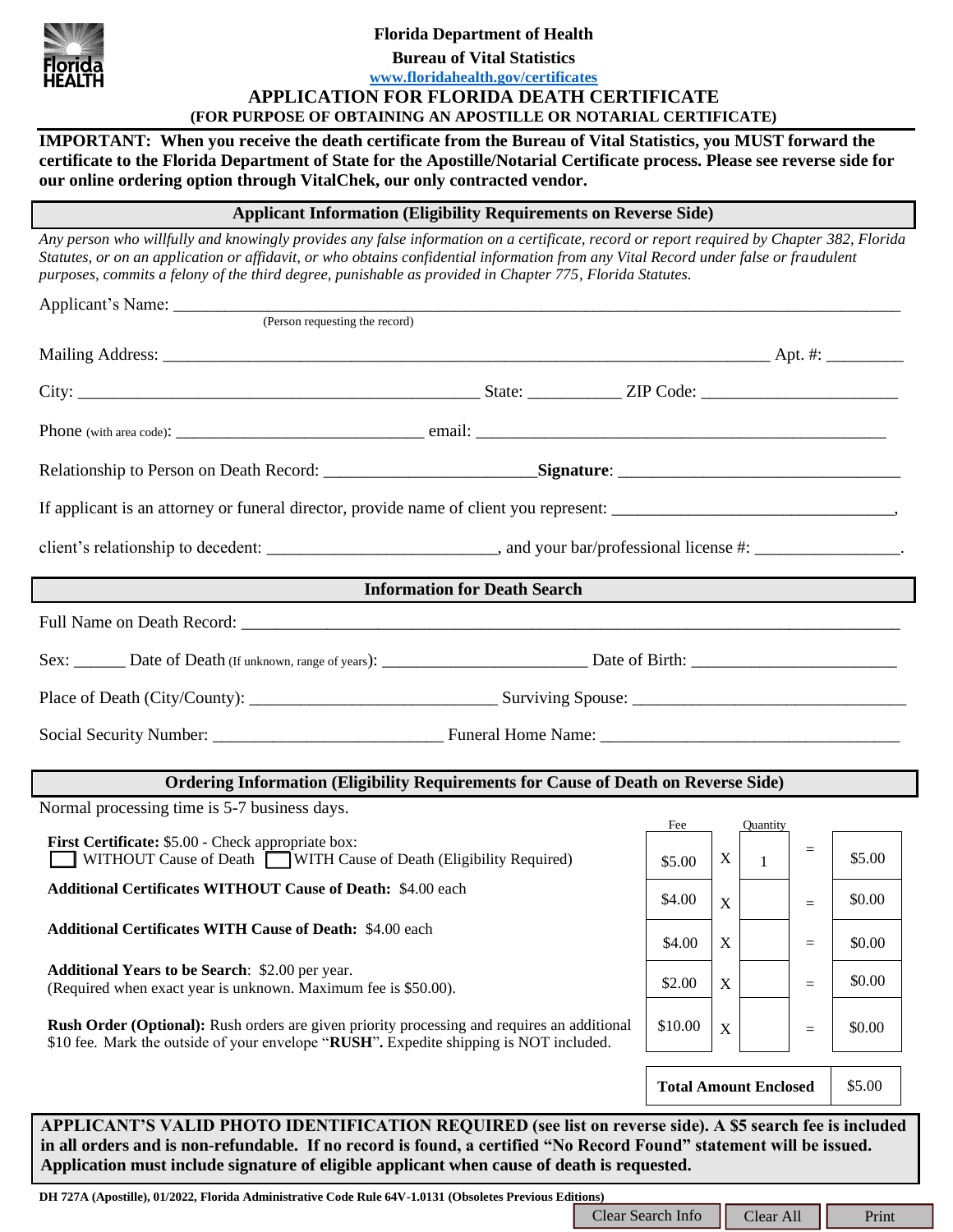**Florida Department of Health**

**Bureau of Vital Statistics**

www.floridahealth.gov/certificates

# APPLICATION FOR FLORIDA DEATH CERTIFICATE

**(FOR PURPOSE OF OBTAINING AN APOSTILLE OR NOTARIAL CERTIFICATE)**

**IMPORTANT: When you receive the death certificate from the Bureau of Vital Statistics, you MUST forward the certificate to the Florida Department of State for the Apostille/Notarial Certificate process. Please see reverse side for our online ordering option through VitalChek, our only contracted vendor.**

## Applicant Information (Eligibility Requirements on Reverse Side)

*Any person who willfully and knowingly provides any false information on a certificate, record or report required by Chapter 382, Florida Statutes, or on an application or affidavit, or who obtains confidential information from any Vital Record under false or fraudulent purposes, commits a felony of the third degree, punishable as provided in Chapter 775, Florida Statutes.*

Applicant's Name: ______________________________________________
(Person requesting the record)

Mailing Address: ______________________________________________ Apt. #: _________

City: ______________________________ State: ___________ ZIP Code: ________________

Phone (with area code): ______________________ email: ______________________________

Relationship to Person on Death Record: ____________________ **Signature**: ____________________

If applicant is an attorney or funeral director, provide name of client you represent: ____________________,

client's relationship to decedent: ____________________, and your bar/professional license #: ______________.

## Information for Death Search

Full Name on Death Record: ______________________________________________

Sex: ______ Date of Death (If unknown, range of years): ____________________ Date of Birth: ____________________

Place of Death (City/County): ____________________ Surviving Spouse: ____________________

Social Security Number: ____________________ Funeral Home Name: ____________________

## Ordering Information (Eligibility Requirements for Cause of Death on Reverse Side)

Normal processing time is 5-7 business days.

| | Fee | | Quantity | | |
|---|---|---|---|---|---|
| **First Certificate:** $5.00 - Check appropriate box: ☐ WITHOUT Cause of Death ☐ WITH Cause of Death (Eligibility Required) | $5.00 | X | 1 | = | $5.00 |
| **Additional Certificates WITHOUT Cause of Death:** $4.00 each | $4.00 | X | | = | $0.00 |
| **Additional Certificates WITH Cause of Death:** $4.00 each | $4.00 | X | | = | $0.00 |
| **Additional Years to be Search**: $2.00 per year. (Required when exact year is unknown. Maximum fee is $50.00). | $2.00 | X | | = | $0.00 |
| **Rush Order (Optional):** Rush orders are given priority processing and requires an additional $10 fee. Mark the outside of your envelope "**RUSH**". Expedite shipping is NOT included. | $10.00 | X | | = | $0.00 |
| | | | **Total Amount Enclosed** | | $5.00 |

**APPLICANT'S VALID PHOTO IDENTIFICATION REQUIRED (see list on reverse side). A $5 search fee is included in all orders and is non-refundable. If no record is found, a certified "No Record Found" statement will be issued. Application must include signature of eligible applicant when cause of death is requested.**

**DH 727A (Apostille), 01/2022, Florida Administrative Code Rule 64V-1.0131 (Obsoletes Previous Editions)**

Clear Search Info | Clear All | Print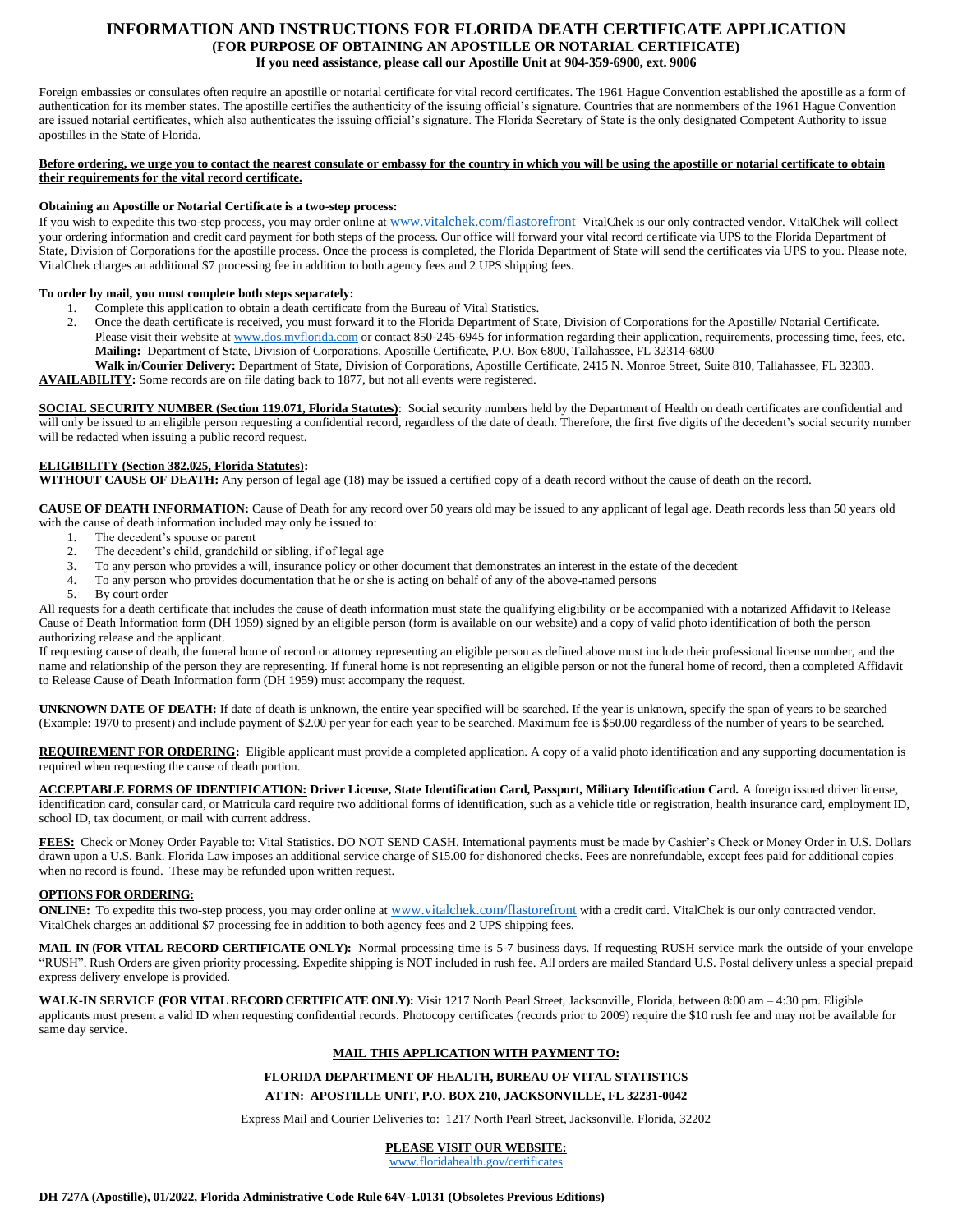# INFORMATION AND INSTRUCTIONS FOR FLORIDA DEATH CERTIFICATE APPLICATION

**(FOR PURPOSE OF OBTAINING AN APOSTILLE OR NOTARIAL CERTIFICATE)**

**If you need assistance, please call our Apostille Unit at 904-359-6900, ext. 9006**

Foreign embassies or consulates often require an apostille or notarial certificate for vital record certificates. The 1961 Hague Convention established the apostille as a form of authentication for its member states. The apostille certifies the authenticity of the issuing official's signature. Countries that are nonmembers of the 1961 Hague Convention are issued notarial certificates, which also authenticates the issuing official's signature. The Florida Secretary of State is the only designated Competent Authority to issue apostilles in the State of Florida.

**Before ordering, we urge you to contact the nearest consulate or embassy for the country in which you will be using the apostille or notarial certificate to obtain their requirements for the vital record certificate.**

**Obtaining an Apostille or Notarial Certificate is a two-step process:**

If you wish to expedite this two-step process, you may order online at www.vitalchek.com/flastorefront VitalChek is our only contracted vendor. VitalChek will collect your ordering information and credit card payment for both steps of the process. Our office will forward your vital record certificate via UPS to the Florida Department of State, Division of Corporations for the apostille process. Once the process is completed, the Florida Department of State will send the certificates via UPS to you. Please note, VitalChek charges an additional $7 processing fee in addition to both agency fees and 2 UPS shipping fees.

**To order by mail, you must complete both steps separately:**

1. Complete this application to obtain a death certificate from the Bureau of Vital Statistics.
2. Once the death certificate is received, you must forward it to the Florida Department of State, Division of Corporations for the Apostille/ Notarial Certificate. Please visit their website at www.dos.myflorida.com or contact 850-245-6945 for information regarding their application, requirements, processing time, fees, etc.
   **Mailing:** Department of State, Division of Corporations, Apostille Certificate, P.O. Box 6800, Tallahassee, FL 32314-6800
   **Walk in/Courier Delivery:** Department of State, Division of Corporations, Apostille Certificate, 2415 N. Monroe Street, Suite 810, Tallahassee, FL 32303.

**AVAILABILITY:** Some records are on file dating back to 1877, but not all events were registered.

**SOCIAL SECURITY NUMBER (Section 119.071, Florida Statutes)**: Social security numbers held by the Department of Health on death certificates are confidential and will only be issued to an eligible person requesting a confidential record, regardless of the date of death. Therefore, the first five digits of the decedent's social security number will be redacted when issuing a public record request.

**ELIGIBILITY (Section 382.025, Florida Statutes):**

**WITHOUT CAUSE OF DEATH:** Any person of legal age (18) may be issued a certified copy of a death record without the cause of death on the record.

**CAUSE OF DEATH INFORMATION:** Cause of Death for any record over 50 years old may be issued to any applicant of legal age. Death records less than 50 years old with the cause of death information included may only be issued to:

1. The decedent's spouse or parent
2. The decedent's child, grandchild or sibling, if of legal age
3. To any person who provides a will, insurance policy or other document that demonstrates an interest in the estate of the decedent
4. To any person who provides documentation that he or she is acting on behalf of any of the above-named persons
5. By court order

All requests for a death certificate that includes the cause of death information must state the qualifying eligibility or be accompanied with a notarized Affidavit to Release Cause of Death Information form (DH 1959) signed by an eligible person (form is available on our website) and a copy of valid photo identification of both the person authorizing release and the applicant.

If requesting cause of death, the funeral home of record or attorney representing an eligible person as defined above must include their professional license number, and the name and relationship of the person they are representing. If funeral home is not representing an eligible person or not the funeral home of record, then a completed Affidavit to Release Cause of Death Information form (DH 1959) must accompany the request.

**UNKNOWN DATE OF DEATH:** If date of death is unknown, the entire year specified will be searched. If the year is unknown, specify the span of years to be searched (Example: 1970 to present) and include payment of $2.00 per year for each year to be searched. Maximum fee is $50.00 regardless of the number of years to be searched.

**REQUIREMENT FOR ORDERING:** Eligible applicant must provide a completed application. A copy of a valid photo identification and any supporting documentation is required when requesting the cause of death portion.

**ACCEPTABLE FORMS OF IDENTIFICATION: Driver License, State Identification Card, Passport, Military Identification Card.** A foreign issued driver license, identification card, consular card, or Matricula card require two additional forms of identification, such as a vehicle title or registration, health insurance card, employment ID, school ID, tax document, or mail with current address.

**FEES:** Check or Money Order Payable to: Vital Statistics. DO NOT SEND CASH. International payments must be made by Cashier's Check or Money Order in U.S. Dollars drawn upon a U.S. Bank. Florida Law imposes an additional service charge of $15.00 for dishonored checks. Fees are nonrefundable, except fees paid for additional copies when no record is found. These may be refunded upon written request.

**OPTIONS FOR ORDERING:**

**ONLINE:** To expedite this two-step process, you may order online at www.vitalchek.com/flastorefront with a credit card. VitalChek is our only contracted vendor. VitalChek charges an additional $7 processing fee in addition to both agency fees and 2 UPS shipping fees.

**MAIL IN (FOR VITAL RECORD CERTIFICATE ONLY):** Normal processing time is 5-7 business days. If requesting RUSH service mark the outside of your envelope "RUSH". Rush Orders are given priority processing. Expedite shipping is NOT included in rush fee. All orders are mailed Standard U.S. Postal delivery unless a special prepaid express delivery envelope is provided.

**WALK-IN SERVICE (FOR VITAL RECORD CERTIFICATE ONLY):** Visit 1217 North Pearl Street, Jacksonville, Florida, between 8:00 am – 4:30 pm. Eligible applicants must present a valid ID when requesting confidential records. Photocopy certificates (records prior to 2009) require the $10 rush fee and may not be available for same day service.

**MAIL THIS APPLICATION WITH PAYMENT TO:**

**FLORIDA DEPARTMENT OF HEALTH, BUREAU OF VITAL STATISTICS**

**ATTN: APOSTILLE UNIT, P.O. BOX 210, JACKSONVILLE, FL 32231-0042**

Express Mail and Courier Deliveries to: 1217 North Pearl Street, Jacksonville, Florida, 32202

**PLEASE VISIT OUR WEBSITE:**

www.floridahealth.gov/certificates

**DH 727A (Apostille), 01/2022, Florida Administrative Code Rule 64V-1.0131 (Obsoletes Previous Editions)**